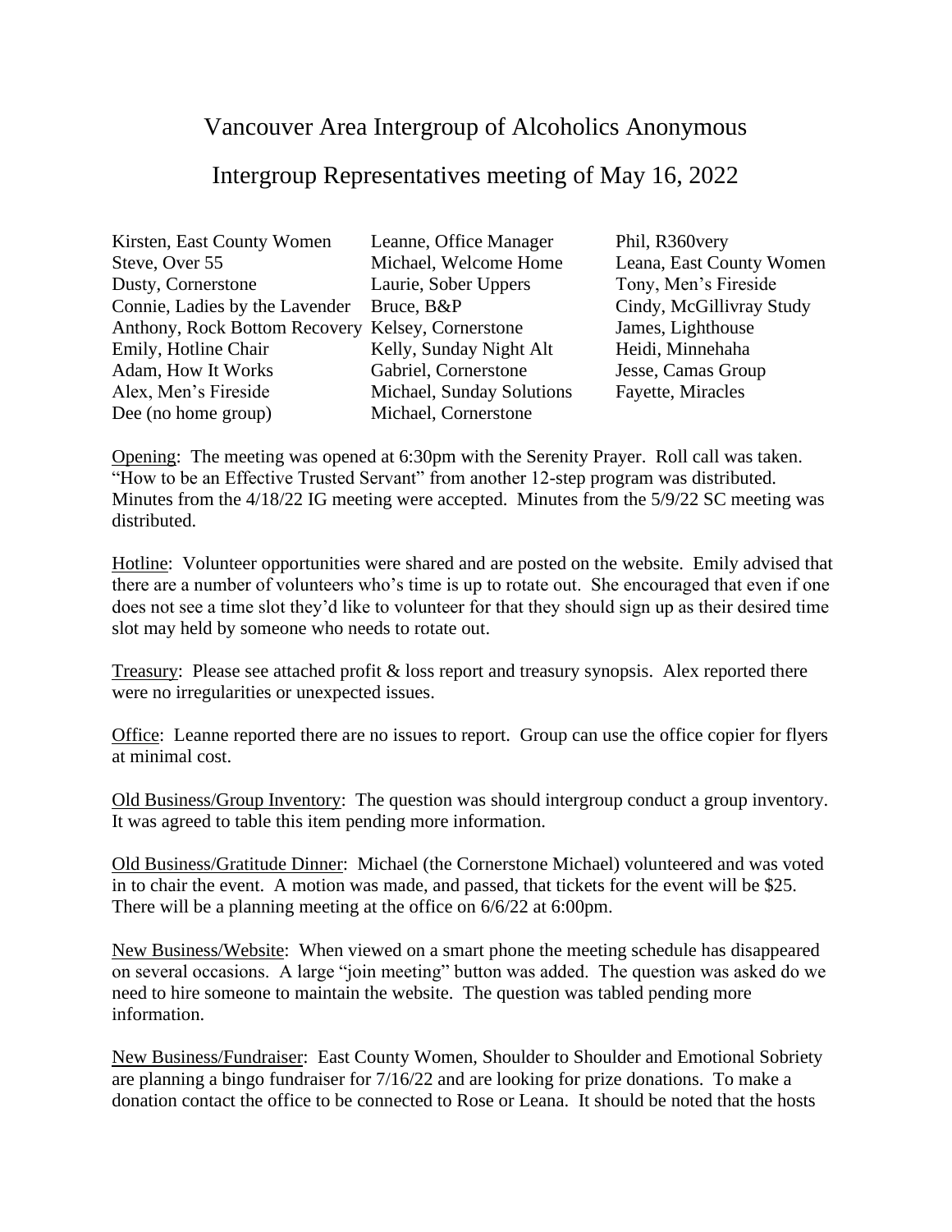# Vancouver Area Intergroup of Alcoholics Anonymous

## Intergroup Representatives meeting of May 16, 2022

Kirsten, East County Women
Steve, Over 55
Dusty, Cornerstone
Connie, Ladies by the Lavender
Anthony, Rock Bottom Recovery
Emily, Hotline Chair
Adam, How It Works
Alex, Men's Fireside
Dee (no home group)
Leanne, Office Manager
Michael, Welcome Home
Laurie, Sober Uppers
Bruce, B&P
Kelsey, Cornerstone
Kelly, Sunday Night Alt
Gabriel, Cornerstone
Michael, Sunday Solutions
Michael, Cornerstone
Phil, R360very
Leana, East County Women
Tony, Men's Fireside
Cindy, McGillivray Study
James, Lighthouse
Heidi, Minnehaha
Jesse, Camas Group
Fayette, Miracles

Opening: The meeting was opened at 6:30pm with the Serenity Prayer. Roll call was taken. "How to be an Effective Trusted Servant" from another 12-step program was distributed. Minutes from the 4/18/22 IG meeting were accepted. Minutes from the 5/9/22 SC meeting was distributed.

Hotline: Volunteer opportunities were shared and are posted on the website. Emily advised that there are a number of volunteers who's time is up to rotate out. She encouraged that even if one does not see a time slot they'd like to volunteer for that they should sign up as their desired time slot may held by someone who needs to rotate out.

Treasury: Please see attached profit & loss report and treasury synopsis. Alex reported there were no irregularities or unexpected issues.

Office: Leanne reported there are no issues to report. Group can use the office copier for flyers at minimal cost.

Old Business/Group Inventory: The question was should intergroup conduct a group inventory. It was agreed to table this item pending more information.

Old Business/Gratitude Dinner: Michael (the Cornerstone Michael) volunteered and was voted in to chair the event. A motion was made, and passed, that tickets for the event will be $25. There will be a planning meeting at the office on 6/6/22 at 6:00pm.

New Business/Website: When viewed on a smart phone the meeting schedule has disappeared on several occasions. A large "join meeting" button was added. The question was asked do we need to hire someone to maintain the website. The question was tabled pending more information.

New Business/Fundraiser: East County Women, Shoulder to Shoulder and Emotional Sobriety are planning a bingo fundraiser for 7/16/22 and are looking for prize donations. To make a donation contact the office to be connected to Rose or Leana. It should be noted that the hosts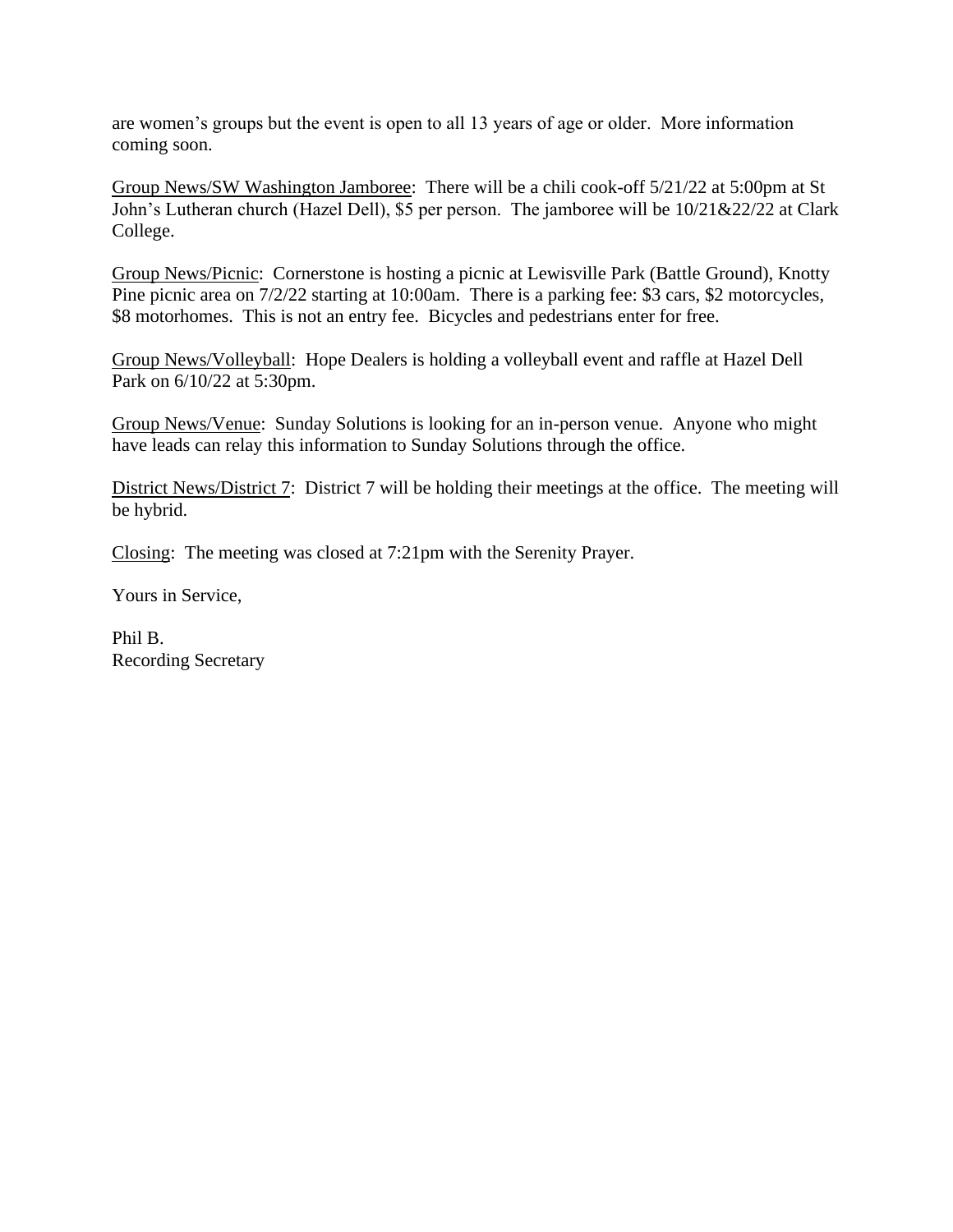are women's groups but the event is open to all 13 years of age or older. More information coming soon.

<u>Group News/SW Washington Jamboree</u>: There will be a chili cook-off 5/21/22 at 5:00pm at St John's Lutheran church (Hazel Dell), $5 per person. The jamboree will be 10/21&22/22 at Clark College.

<u>Group News/Picnic</u>: Cornerstone is hosting a picnic at Lewisville Park (Battle Ground), Knotty Pine picnic area on 7/2/22 starting at 10:00am. There is a parking fee: $3 cars, $2 motorcycles, $8 motorhomes. This is not an entry fee. Bicycles and pedestrians enter for free.

<u>Group News/Volleyball</u>: Hope Dealers is holding a volleyball event and raffle at Hazel Dell Park on 6/10/22 at 5:30pm.

<u>Group News/Venue</u>: Sunday Solutions is looking for an in-person venue. Anyone who might have leads can relay this information to Sunday Solutions through the office.

<u>District News/District 7</u>: District 7 will be holding their meetings at the office. The meeting will be hybrid.

<u>Closing</u>: The meeting was closed at 7:21pm with the Serenity Prayer.

Yours in Service,

Phil B.
Recording Secretary